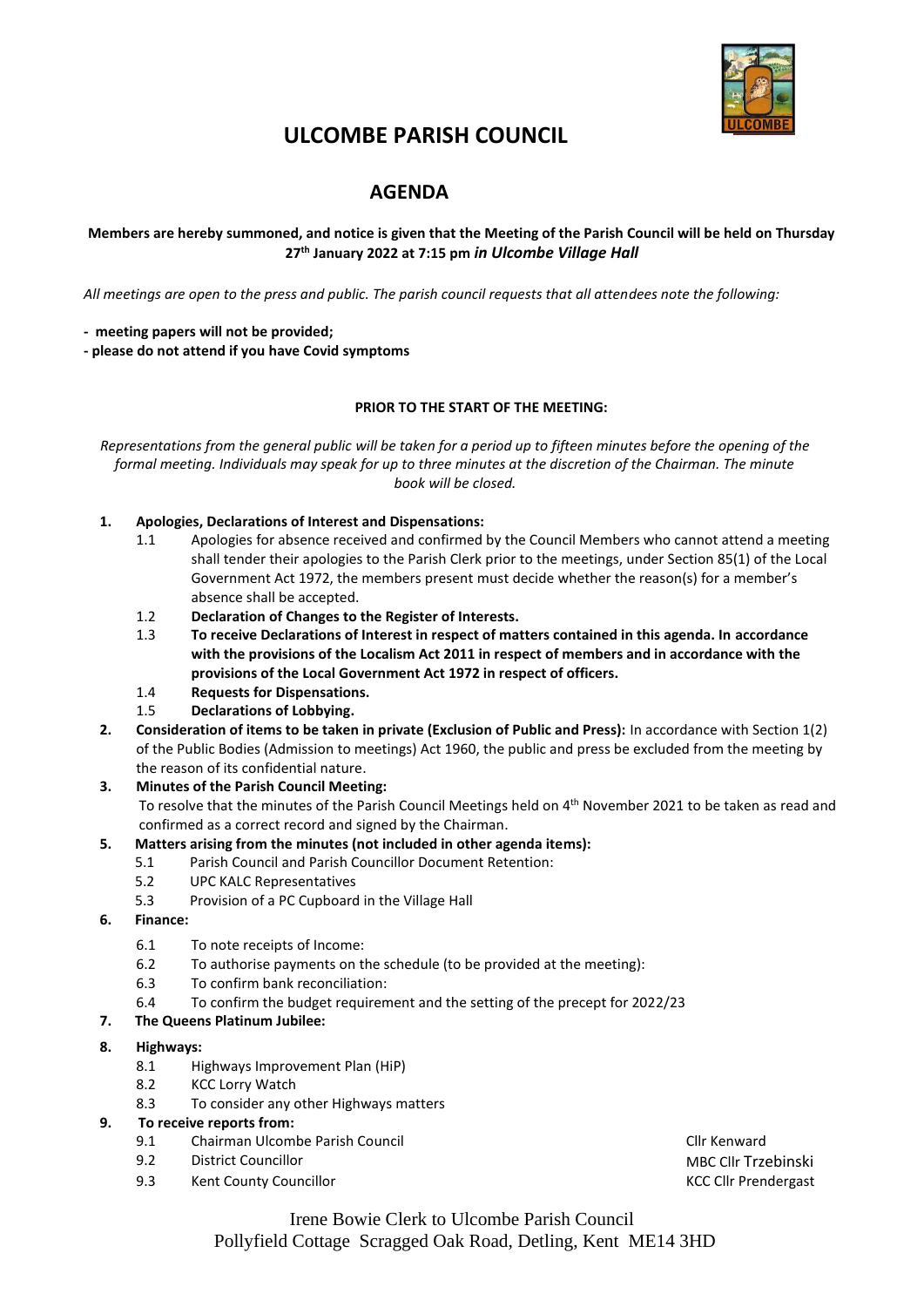# ULCOMBE PARISH COUNCIL

## AGENDA

**Members are hereby summoned, and notice is given that the Meeting of the Parish Council will be held on Thursday 27th January 2022 at 7:15 pm *in Ulcombe Village Hall***

*All meetings are open to the press and public. The parish council requests that all attendees note the following:*

- **meeting papers will not be provided;**
- **please do not attend if you have Covid symptoms**

**PRIOR TO THE START OF THE MEETING:**

*Representations from the general public will be taken for a period up to fifteen minutes before the opening of the formal meeting. Individuals may speak for up to three minutes at the discretion of the Chairman. The minute book will be closed.*

1. **Apologies, Declarations of Interest and Dispensations:**
   - 1.1 Apologies for absence received and confirmed by the Council Members who cannot attend a meeting shall tender their apologies to the Parish Clerk prior to the meetings, under Section 85(1) of the Local Government Act 1972, the members present must decide whether the reason(s) for a member's absence shall be accepted.
   - 1.2 **Declaration of Changes to the Register of Interests.**
   - 1.3 **To receive Declarations of Interest in respect of matters contained in this agenda. In accordance with the provisions of the Localism Act 2011 in respect of members and in accordance with the provisions of the Local Government Act 1972 in respect of officers.**
   - 1.4 **Requests for Dispensations.**
   - 1.5 **Declarations of Lobbying.**
2. **Consideration of items to be taken in private (Exclusion of Public and Press):** In accordance with Section 1(2) of the Public Bodies (Admission to meetings) Act 1960, the public and press be excluded from the meeting by the reason of its confidential nature.
3. **Minutes of the Parish Council Meeting:**
   To resolve that the minutes of the Parish Council Meetings held on 4th November 2021 to be taken as read and confirmed as a correct record and signed by the Chairman.
5. **Matters arising from the minutes (not included in other agenda items):**
   - 5.1 Parish Council and Parish Councillor Document Retention:
   - 5.2 UPC KALC Representatives
   - 5.3 Provision of a PC Cupboard in the Village Hall
6. **Finance:**
   - 6.1 To note receipts of Income:
   - 6.2 To authorise payments on the schedule (to be provided at the meeting):
   - 6.3 To confirm bank reconciliation:
   - 6.4 To confirm the budget requirement and the setting of the precept for 2022/23
7. **The Queens Platinum Jubilee:**
8. **Highways:**
   - 8.1 Highways Improvement Plan (HiP)
   - 8.2 KCC Lorry Watch
   - 8.3 To consider any other Highways matters
9. **To receive reports from:**
   - 9.1 Chairman Ulcombe Parish Council — Cllr Kenward
   - 9.2 District Councillor — MBC Cllr Trzebinski
   - 9.3 Kent County Councillor — KCC Cllr Prendergast

Irene Bowie Clerk to Ulcombe Parish Council
Pollyfield Cottage Scragged Oak Road, Detling, Kent ME14 3HD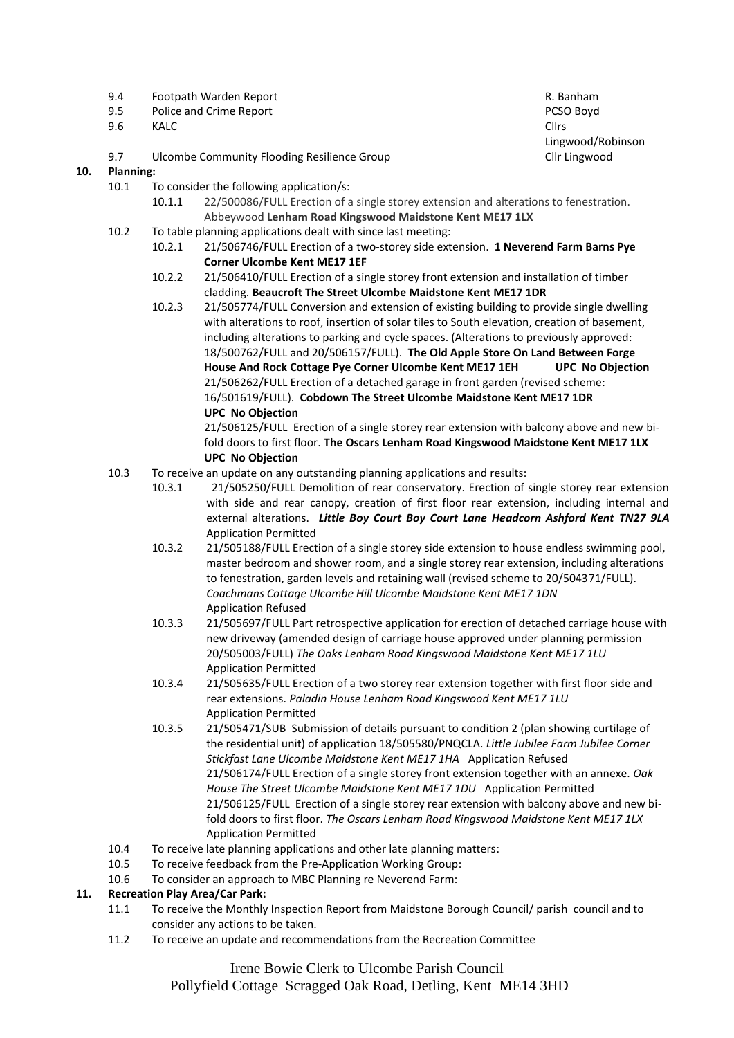9.4 Footpath Warden Report — R. Banham
9.5 Police and Crime Report — PCSO Boyd
9.6 KALC — Cllrs Lingwood/Robinson
9.7 Ulcombe Community Flooding Resilience Group — Cllr Lingwood

**10. Planning:**

10.1 To consider the following application/s:

10.1.1 22/500086/FULL Erection of a single storey extension and alterations to fenestration. Abbeywood **Lenham Road Kingswood Maidstone Kent ME17 1LX**

10.2 To table planning applications dealt with since last meeting:

10.2.1 21/506746/FULL Erection of a two-storey side extension. **1 Neverend Farm Barns Pye Corner Ulcombe Kent ME17 1EF**

10.2.2 21/506410/FULL Erection of a single storey front extension and installation of timber cladding. **Beaucroft The Street Ulcombe Maidstone Kent ME17 1DR**

10.2.3 21/505774/FULL Conversion and extension of existing building to provide single dwelling with alterations to roof, insertion of solar tiles to South elevation, creation of basement, including alterations to parking and cycle spaces. (Alterations to previously approved: 18/500762/FULL and 20/506157/FULL). **The Old Apple Store On Land Between Forge House And Rock Cottage Pye Corner Ulcombe Kent ME17 1EH** **UPC No Objection**

21/506262/FULL Erection of a detached garage in front garden (revised scheme: 16/501619/FULL). **Cobdown The Street Ulcombe Maidstone Kent ME17 1DR**
**UPC No Objection**

21/506125/FULL Erection of a single storey rear extension with balcony above and new bi-fold doors to first floor. **The Oscars Lenham Road Kingswood Maidstone Kent ME17 1LX**
**UPC No Objection**

10.3 To receive an update on any outstanding planning applications and results:

10.3.1 21/505250/FULL Demolition of rear conservatory. Erection of single storey rear extension with side and rear canopy, creation of first floor rear extension, including internal and external alterations. ***Little Boy Court Boy Court Lane Headcorn Ashford Kent TN27 9LA***
Application Permitted

10.3.2 21/505188/FULL Erection of a single storey side extension to house endless swimming pool, master bedroom and shower room, and a single storey rear extension, including alterations to fenestration, garden levels and retaining wall (revised scheme to 20/504371/FULL). *Coachmans Cottage Ulcombe Hill Ulcombe Maidstone Kent ME17 1DN*
Application Refused

10.3.3 21/505697/FULL Part retrospective application for erection of detached carriage house with new driveway (amended design of carriage house approved under planning permission 20/505003/FULL) *The Oaks Lenham Road Kingswood Maidstone Kent ME17 1LU*
Application Permitted

10.3.4 21/505635/FULL Erection of a two storey rear extension together with first floor side and rear extensions. *Paladin House Lenham Road Kingswood Maidstone Kent ME17 1LU*
Application Permitted

10.3.5 21/505471/SUB Submission of details pursuant to condition 2 (plan showing curtilage of the residential unit) of application 18/505580/PNQCLA. *Little Jubilee Farm Jubilee Corner Stickfast Lane Ulcombe Maidstone Kent ME17 1HA* Application Refused

21/506174/FULL Erection of a single storey front extension together with an annexe. *Oak House The Street Ulcombe Maidstone Kent ME17 1DU* Application Permitted

21/506125/FULL Erection of a single storey rear extension with balcony above and new bi-fold doors to first floor. *The Oscars Lenham Road Kingswood Maidstone Kent ME17 1LX*
Application Permitted

10.4 To receive late planning applications and other late planning matters:

10.5 To receive feedback from the Pre-Application Working Group:

10.6 To consider an approach to MBC Planning re Neverend Farm:

**11. Recreation Play Area/Car Park:**

11.1 To receive the Monthly Inspection Report from Maidstone Borough Council/ parish council and to consider any actions to be taken.

11.2 To receive an update and recommendations from the Recreation Committee

Irene Bowie Clerk to Ulcombe Parish Council
Pollyfield Cottage Scragged Oak Road, Detling, Kent ME14 3HD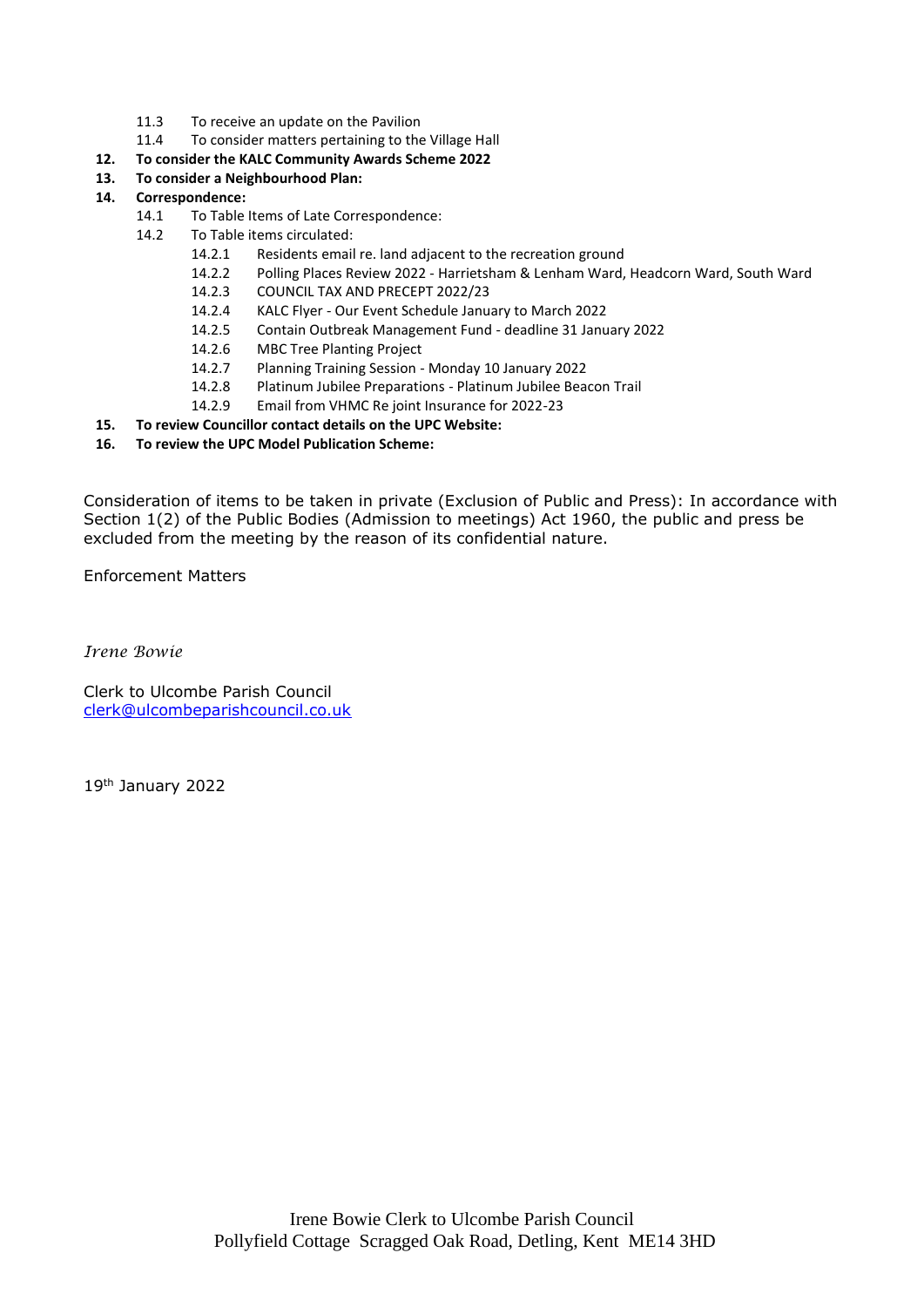11.3 To receive an update on the Pavilion

11.4 To consider matters pertaining to the Village Hall

**12. To consider the KALC Community Awards Scheme 2022**

**13. To consider a Neighbourhood Plan:**

**14. Correspondence:**

14.1 To Table Items of Late Correspondence:

14.2 To Table items circulated:

14.2.1 Residents email re. land adjacent to the recreation ground

14.2.2 Polling Places Review 2022 - Harrietsham & Lenham Ward, Headcorn Ward, South Ward

14.2.3 COUNCIL TAX AND PRECEPT 2022/23

14.2.4 KALC Flyer - Our Event Schedule January to March 2022

14.2.5 Contain Outbreak Management Fund - deadline 31 January 2022

14.2.6 MBC Tree Planting Project

14.2.7 Planning Training Session - Monday 10 January 2022

14.2.8 Platinum Jubilee Preparations - Platinum Jubilee Beacon Trail

14.2.9 Email from VHMC Re joint Insurance for 2022-23

**15. To review Councillor contact details on the UPC Website:**

**16. To review the UPC Model Publication Scheme:**

Consideration of items to be taken in private (Exclusion of Public and Press): In accordance with Section 1(2) of the Public Bodies (Admission to meetings) Act 1960, the public and press be excluded from the meeting by the reason of its confidential nature.

Enforcement Matters

*Irene Bowie*

Clerk to Ulcombe Parish Council
clerk@ulcombeparishcouncil.co.uk

19th January 2022

Irene Bowie Clerk to Ulcombe Parish Council
Pollyfield Cottage Scragged Oak Road, Detling, Kent ME14 3HD